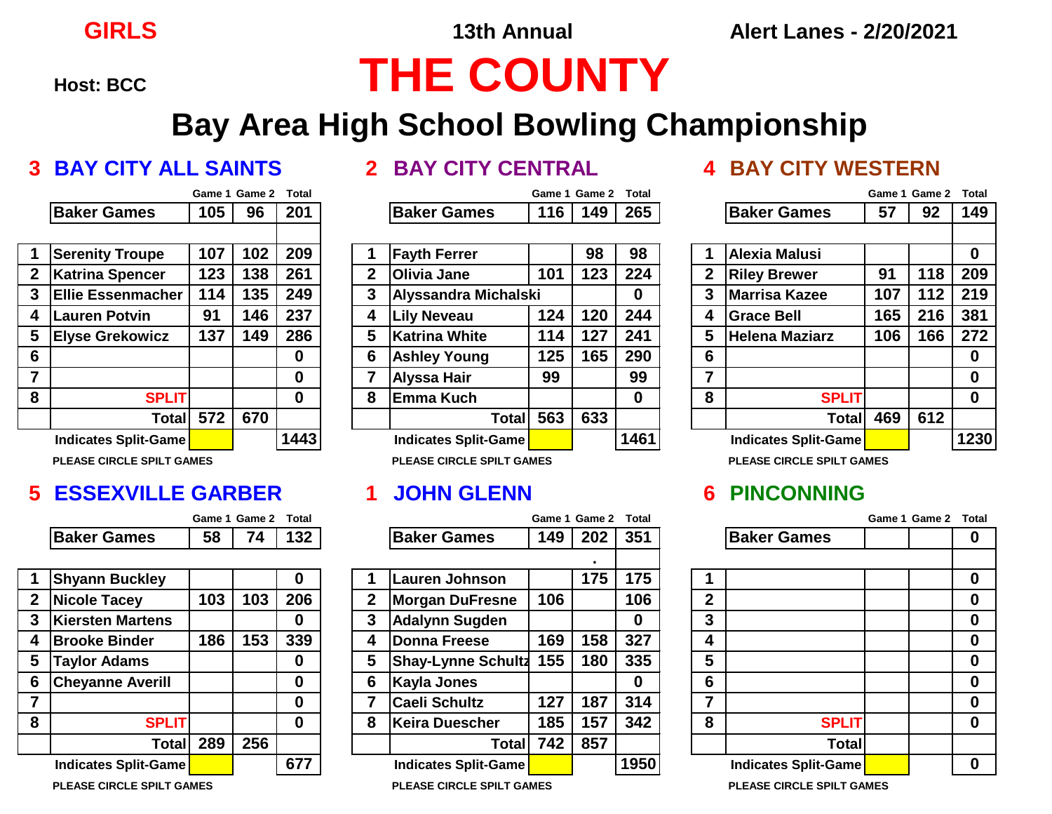**GIRLS** | **13th Annual** | **Alert Lanes - 2/20/2021**

**Host: BCC**

# THE COUNTY

## Bay Area High School Bowling Championship

### 3 BAY CITY ALL SAINTS

| | | Game 1 | Game 2 | Total |
|---|---|---|---|---|
| | Baker Games | 105 | 96 | 201 |
| 1 | Serenity Troupe | 107 | 102 | 209 |
| 2 | Katrina Spencer | 123 | 138 | 261 |
| 3 | Ellie Essenmacher | 114 | 135 | 249 |
| 4 | Lauren Potvin | 91 | 146 | 237 |
| 5 | Elyse Grekowicz | 137 | 149 | 286 |
| 6 | | | | 0 |
| 7 | | | | 0 |
| 8 | SPLIT | | | 0 |
| | Total | 572 | 670 | |
| | Indicates Split-Game | | | 1443 |

PLEASE CIRCLE SPILT GAMES

### 2 BAY CITY CENTRAL

| | | Game 1 | Game 2 | Total |
|---|---|---|---|---|
| | Baker Games | 116 | 149 | 265 |
| 1 | Fayth Ferrer | | 98 | 98 |
| 2 | Olivia Jane | 101 | 123 | 224 |
| 3 | Alyssandra Michalski | | | 0 |
| 4 | Lily Neveau | 124 | 120 | 244 |
| 5 | Katrina White | 114 | 127 | 241 |
| 6 | Ashley Young | 125 | 165 | 290 |
| 7 | Alyssa Hair | 99 | | 99 |
| 8 | Emma Kuch | | | 0 |
| | Total | 563 | 633 | |
| | Indicates Split-Game | | | 1461 |

PLEASE CIRCLE SPILT GAMES

### 4 BAY CITY WESTERN

| | | Game 1 | Game 2 | Total |
|---|---|---|---|---|
| | Baker Games | 57 | 92 | 149 |
| 1 | Alexia Malusi | | | 0 |
| 2 | Riley Brewer | 91 | 118 | 209 |
| 3 | Marrisa Kazee | 107 | 112 | 219 |
| 4 | Grace Bell | 165 | 216 | 381 |
| 5 | Helena Maziarz | 106 | 166 | 272 |
| 6 | | | | 0 |
| 7 | | | | 0 |
| 8 | SPLIT | | | 0 |
| | Total | 469 | 612 | |
| | Indicates Split-Game | | | 1230 |

PLEASE CIRCLE SPILT GAMES

### 5 ESSEXVILLE GARBER

| | | Game 1 | Game 2 | Total |
|---|---|---|---|---|
| | Baker Games | 58 | 74 | 132 |
| 1 | Shyann Buckley | | | 0 |
| 2 | Nicole Tacey | 103 | 103 | 206 |
| 3 | Kiersten Martens | | | 0 |
| 4 | Brooke Binder | 186 | 153 | 339 |
| 5 | Taylor Adams | | | 0 |
| 6 | Cheyanne Averill | | | 0 |
| 7 | | | | 0 |
| 8 | SPLIT | | | 0 |
| | Total | 289 | 256 | |
| | Indicates Split-Game | | | 677 |

PLEASE CIRCLE SPILT GAMES

### 1 JOHN GLENN

| | | Game 1 | Game 2 | Total |
|---|---|---|---|---|
| | Baker Games | 149 | 202 | 351 |
| 1 | Lauren Johnson | | 175 | 175 |
| 2 | Morgan DuFresne | 106 | | 106 |
| 3 | Adalynn Sugden | | | 0 |
| 4 | Donna Freese | 169 | 158 | 327 |
| 5 | Shay-Lynne Schultz | 155 | 180 | 335 |
| 6 | Kayla Jones | | | 0 |
| 7 | Caeli Schultz | 127 | 187 | 314 |
| 8 | Keira Duescher | 185 | 157 | 342 |
| | Total | 742 | 857 | |
| | Indicates Split-Game | | | 1950 |

PLEASE CIRCLE SPILT GAMES

### 6 PINCONNING

| | | Game 1 | Game 2 | Total |
|---|---|---|---|---|
| | Baker Games | | | 0 |
| 1 | | | | 0 |
| 2 | | | | 0 |
| 3 | | | | 0 |
| 4 | | | | 0 |
| 5 | | | | 0 |
| 6 | | | | 0 |
| 7 | | | | 0 |
| 8 | SPLIT | | | 0 |
| | Total | | | |
| | Indicates Split-Game | | | 0 |

PLEASE CIRCLE SPILT GAMES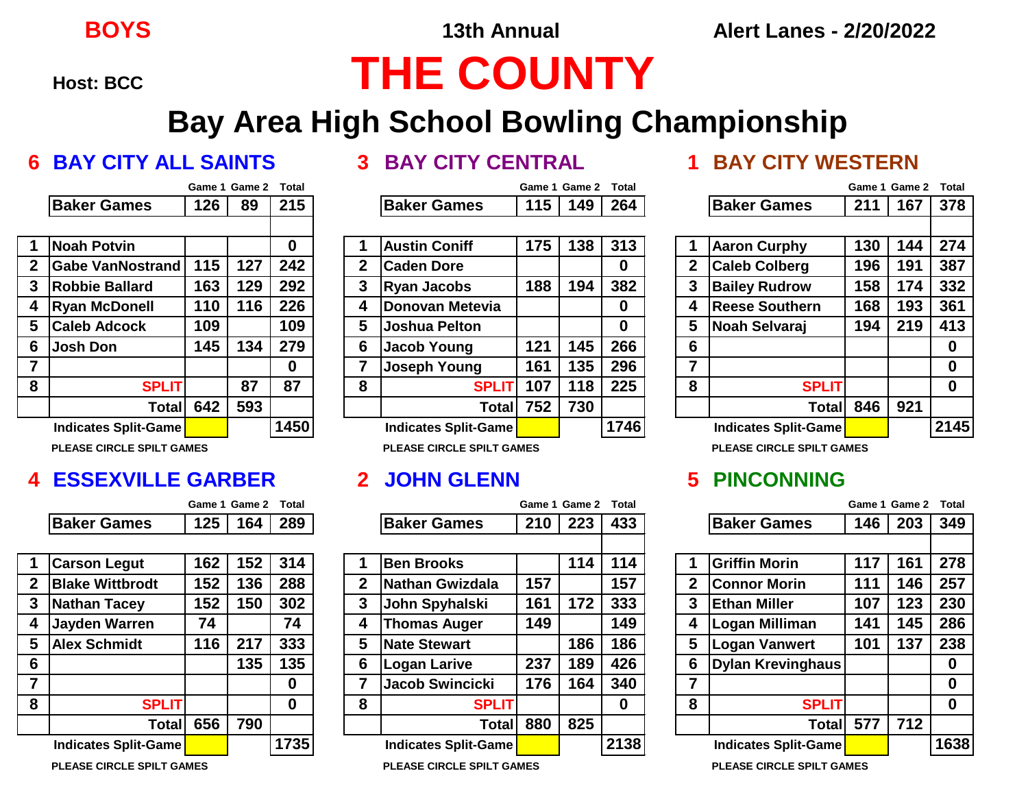**BOYS** — **13th Annual** — **Alert Lanes - 2/20/2022**

**Host: BCC**

# THE COUNTY

## Bay Area High School Bowling Championship

### 6 BAY CITY ALL SAINTS

| | | Game 1 | Game 2 | Total |
|---|---|---|---|---|
| | **Baker Games** | 126 | 89 | 215 |
| 1 | Noah Potvin | | | 0 |
| 2 | Gabe VanNostrand | 115 | 127 | 242 |
| 3 | Robbie Ballard | 163 | 129 | 292 |
| 4 | Ryan McDonell | 110 | 116 | 226 |
| 5 | Caleb Adcock | 109 | | 109 |
| 6 | Josh Don | 145 | 134 | 279 |
| 7 | | | | 0 |
| 8 | SPLIT | | 87 | 87 |
| | Total | 642 | 593 | |
| | Indicates Split-Game | | | 1450 |

PLEASE CIRCLE SPILT GAMES

### 3 BAY CITY CENTRAL

| | | Game 1 | Game 2 | Total |
|---|---|---|---|---|
| | **Baker Games** | 115 | 149 | 264 |
| 1 | Austin Coniff | 175 | 138 | 313 |
| 2 | Caden Dore | | | 0 |
| 3 | Ryan Jacobs | 188 | 194 | 382 |
| 4 | Donovan Metevia | | | 0 |
| 5 | Joshua Pelton | | | 0 |
| 6 | Jacob Young | 121 | 145 | 266 |
| 7 | Joseph Young | 161 | 135 | 296 |
| 8 | SPLIT | 107 | 118 | 225 |
| | Total | 752 | 730 | |
| | Indicates Split-Game | | | 1746 |

PLEASE CIRCLE SPILT GAMES

### 1 BAY CITY WESTERN

| | | Game 1 | Game 2 | Total |
|---|---|---|---|---|
| | **Baker Games** | 211 | 167 | 378 |
| 1 | Aaron Curphy | 130 | 144 | 274 |
| 2 | Caleb Colberg | 196 | 191 | 387 |
| 3 | Bailey Rudrow | 158 | 174 | 332 |
| 4 | Reese Southern | 168 | 193 | 361 |
| 5 | Noah Selvaraj | 194 | 219 | 413 |
| 6 | | | | 0 |
| 7 | | | | 0 |
| 8 | SPLIT | | | 0 |
| | Total | 846 | 921 | |
| | Indicates Split-Game | | | 2145 |

PLEASE CIRCLE SPILT GAMES

### 4 ESSEXVILLE GARBER

| | | Game 1 | Game 2 | Total |
|---|---|---|---|---|
| | **Baker Games** | 125 | 164 | 289 |
| 1 | Carson Legut | 162 | 152 | 314 |
| 2 | Blake Wittbrodt | 152 | 136 | 288 |
| 3 | Nathan Tacey | 152 | 150 | 302 |
| 4 | Jayden Warren | 74 | | 74 |
| 5 | Alex Schmidt | 116 | 217 | 333 |
| 6 | | | 135 | 135 |
| 7 | | | | 0 |
| 8 | SPLIT | | | 0 |
| | Total | 656 | 790 | |
| | Indicates Split-Game | | | 1735 |

PLEASE CIRCLE SPILT GAMES

### 2 JOHN GLENN

| | | Game 1 | Game 2 | Total |
|---|---|---|---|---|
| | **Baker Games** | 210 | 223 | 433 |
| 1 | Ben Brooks | | 114 | 114 |
| 2 | Nathan Gwizdala | 157 | | 157 |
| 3 | John Spyhalski | 161 | 172 | 333 |
| 4 | Thomas Auger | 149 | | 149 |
| 5 | Nate Stewart | | 186 | 186 |
| 6 | Logan Larive | 237 | 189 | 426 |
| 7 | Jacob Swincicki | 176 | 164 | 340 |
| 8 | SPLIT | | | 0 |
| | Total | 880 | 825 | |
| | Indicates Split-Game | | | 2138 |

PLEASE CIRCLE SPILT GAMES

### 5 PINCONNING

| | | Game 1 | Game 2 | Total |
|---|---|---|---|---|
| | **Baker Games** | 146 | 203 | 349 |
| 1 | Griffin Morin | 117 | 161 | 278 |
| 2 | Connor Morin | 111 | 146 | 257 |
| 3 | Ethan Miller | 107 | 123 | 230 |
| 4 | Logan Milliman | 141 | 145 | 286 |
| 5 | Logan Vanwert | 101 | 137 | 238 |
| 6 | Dylan Krevinghaus | | | 0 |
| 7 | | | | 0 |
| 8 | SPLIT | | | 0 |
| | Total | 577 | 712 | |
| | Indicates Split-Game | | | 1638 |

PLEASE CIRCLE SPILT GAMES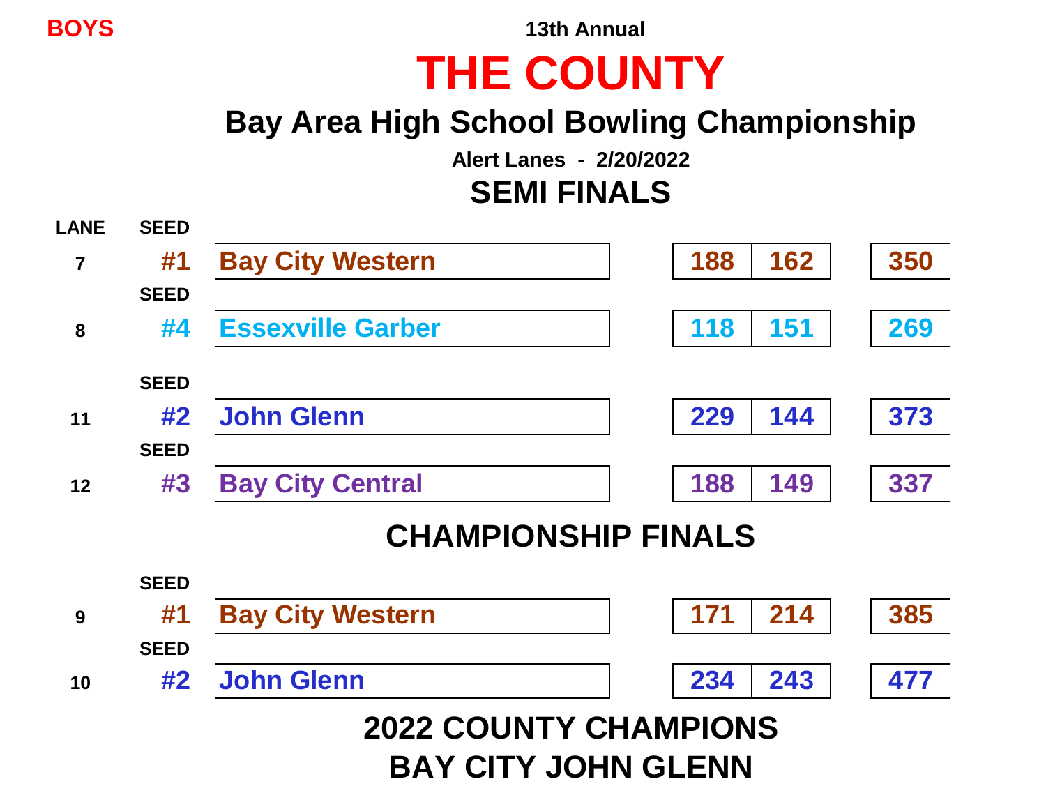BOYS

13th Annual

# THE COUNTY

## Bay Area High School Bowling Championship

**Alert Lanes - 2/20/2022**

## SEMI FINALS

| LANE | SEED | Team | Game 1 | Game 2 | Total |
|---|---|---|---|---|---|
| 7 | #1 | Bay City Western | 188 | 162 | 350 |
| 8 | #4 | Essexville Garber | 118 | 151 | 269 |
| 11 | #2 | John Glenn | 229 | 144 | 373 |
| 12 | #3 | Bay City Central | 188 | 149 | 337 |

## CHAMPIONSHIP FINALS

| LANE | SEED | Team | Game 1 | Game 2 | Total |
|---|---|---|---|---|---|
| 9 | #1 | Bay City Western | 171 | 214 | 385 |
| 10 | #2 | John Glenn | 234 | 243 | 477 |

## 2022 COUNTY CHAMPIONS
## BAY CITY JOHN GLENN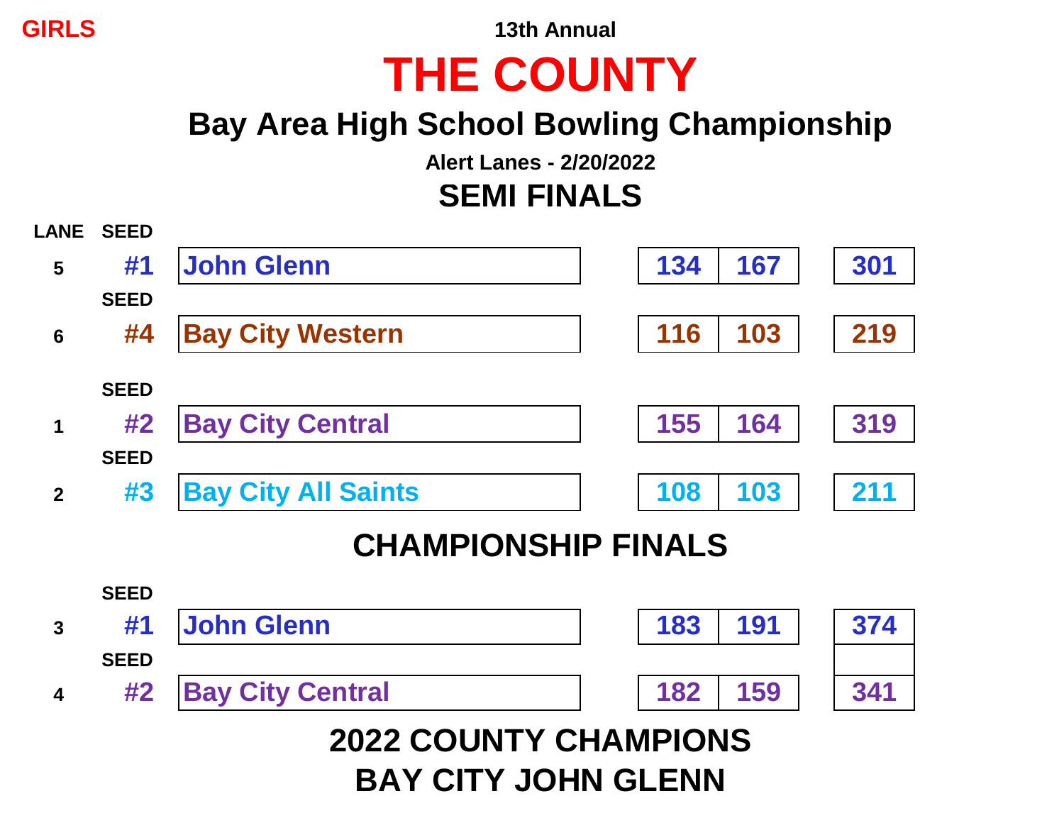GIRLS

13th Annual

# THE COUNTY

## Bay Area High School Bowling Championship

**Alert Lanes - 2/20/2022**

## SEMI FINALS

| LANE | SEED | Team | Game 1 | Game 2 | Total |
|---|---|---|---|---|---|
| 5 | #1 | John Glenn | 134 | 167 | 301 |
| 6 | #4 | Bay City Western | 116 | 103 | 219 |
| 1 | #2 | Bay City Central | 155 | 164 | 319 |
| 2 | #3 | Bay City All Saints | 108 | 103 | 211 |

## CHAMPIONSHIP FINALS

| LANE | SEED | Team | Game 1 | Game 2 | Total |
|---|---|---|---|---|---|
| 3 | #1 | John Glenn | 183 | 191 | 374 |
| 4 | #2 | Bay City Central | 182 | 159 | 341 |

## 2022 COUNTY CHAMPIONS
## BAY CITY JOHN GLENN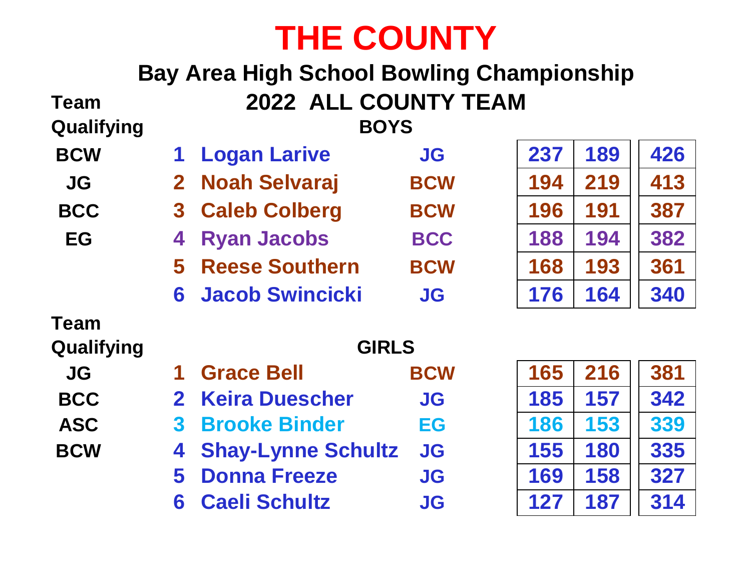# THE COUNTY

## Bay Area High School Bowling Championship

## 2022 ALL COUNTY TEAM

### BOYS

| Team Qualifying | | | | | | |
|---|---|---|---|---|---|---|
| BCW | 1 | Logan Larive | JG | 237 | 189 | 426 |
| JG | 2 | Noah Selvaraj | BCW | 194 | 219 | 413 |
| BCC | 3 | Caleb Colberg | BCW | 196 | 191 | 387 |
| EG | 4 | Ryan Jacobs | BCC | 188 | 194 | 382 |
| | 5 | Reese Southern | BCW | 168 | 193 | 361 |
| | 6 | Jacob Swincicki | JG | 176 | 164 | 340 |

### GIRLS

| Team Qualifying | | | | | | |
|---|---|---|---|---|---|---|
| JG | 1 | Grace Bell | BCW | 165 | 216 | 381 |
| BCC | 2 | Keira Duescher | JG | 185 | 157 | 342 |
| ASC | 3 | Brooke Binder | EG | 186 | 153 | 339 |
| BCW | 4 | Shay-Lynne Schultz | JG | 155 | 180 | 335 |
| | 5 | Donna Freeze | JG | 169 | 158 | 327 |
| | 6 | Caeli Schultz | JG | 127 | 187 | 314 |